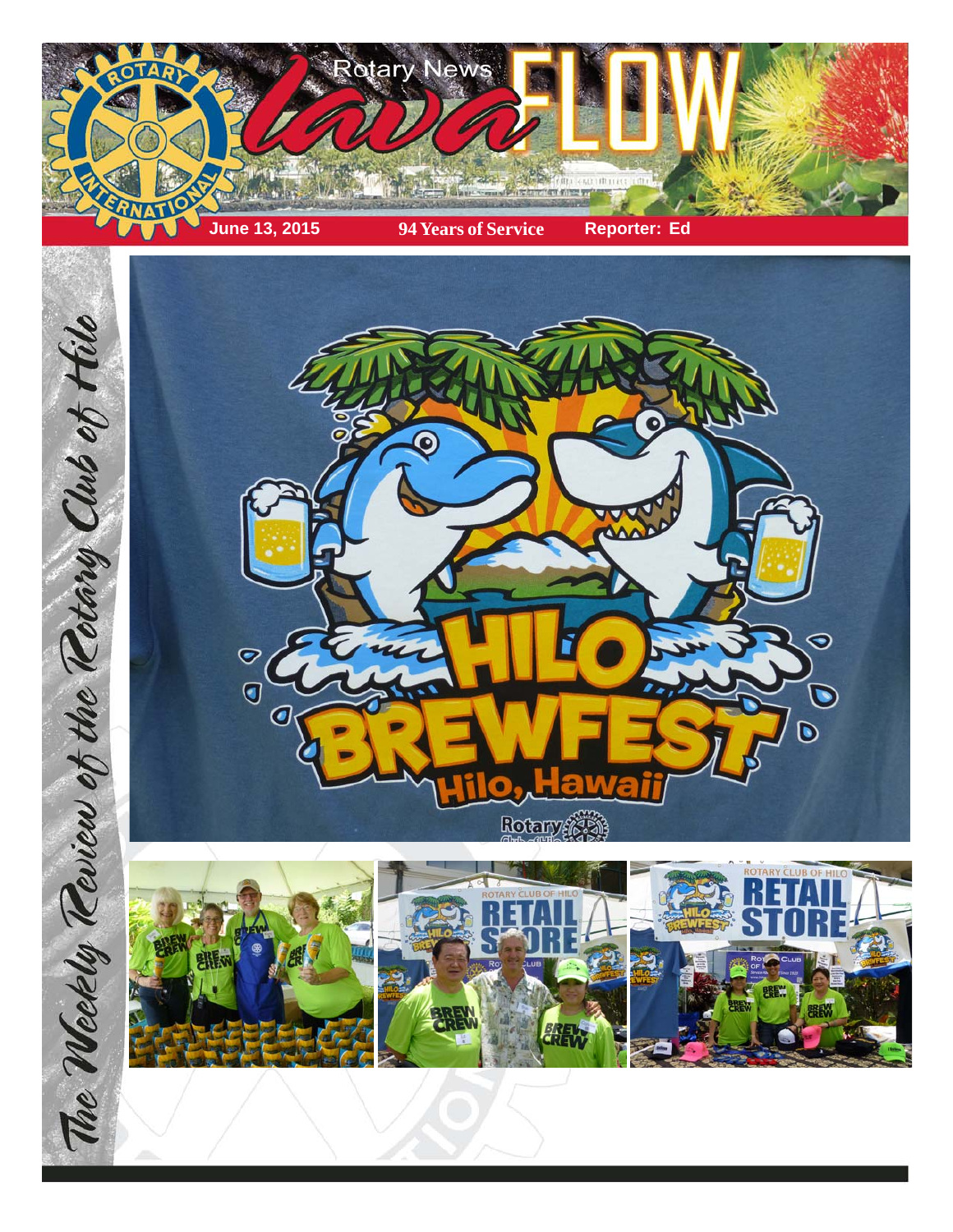# Rotary News lava FLOW

**June 13, 2015** | **94 Years of Service** | **Reporter: Ed**

*The Weekly Review of the Rotary Club of Hilo*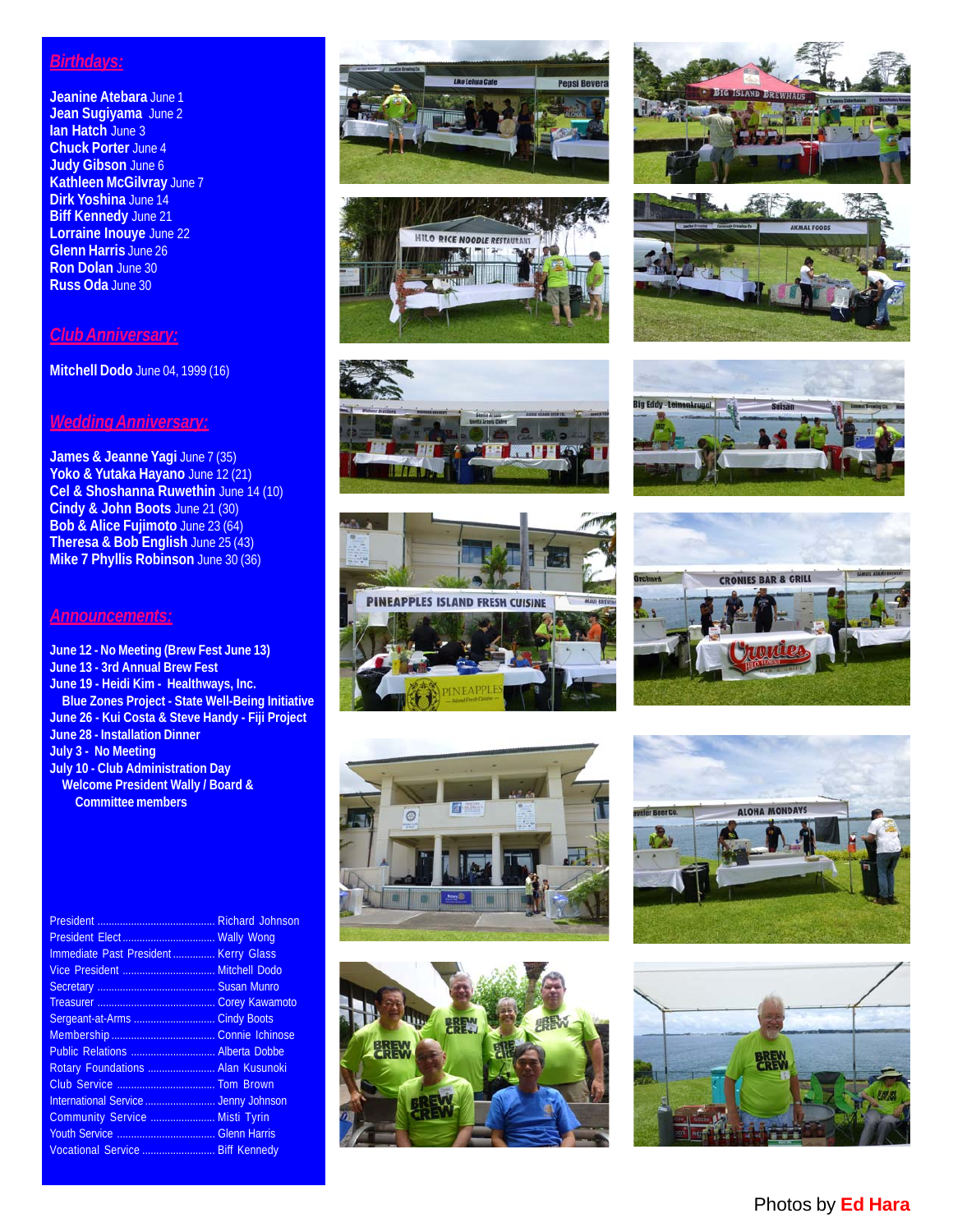## Birthdays:

**Jeanine Atebara** June 1
**Jean Sugiyama** June 2
**Ian Hatch** June 3
**Chuck Porter** June 4
**Judy Gibson** June 6
**Kathleen McGilvray** June 7
**Dirk Yoshina** June 14
**Biff Kennedy** June 21
**Lorraine Inouye** June 22
**Glenn Harris** June 26
**Ron Dolan** June 30
**Russ Oda** June 30

## Club Anniversary:

**Mitchell Dodo** June 04, 1999 (16)

## Wedding Anniversary:

**James & Jeanne Yagi** June 7 (35)
**Yoko & Yutaka Hayano** June 12 (21)
**Cel & Shoshanna Ruwethin** June 14 (10)
**Cindy & John Boots** June 21 (30)
**Bob & Alice Fujimoto** June 23 (64)
**Theresa & Bob English** June 25 (43)
**Mike 7 Phyllis Robinson** June 30 (36)

## Announcements:

**June 12 - No Meeting (Brew Fest June 13)**
**June 13 - 3rd Annual Brew Fest**
**June 19 - Heidi Kim - Healthways, Inc.**
**Blue Zones Project - State Well-Being Initiative**
**June 26 - Kui Costa & Steve Handy - Fiji Project**
**June 28 - Installation Dinner**
**July 3 - No Meeting**
**July 10 - Club Administration Day**
**Welcome President Wally / Board & Committee members**

| | |
|---|---|
| President | Richard Johnson |
| President Elect | Wally Wong |
| Immediate Past President | Kerry Glass |
| Vice President | Mitchell Dodo |
| Secretary | Susan Munro |
| Treasurer | Corey Kawamoto |
| Sergeant-at-Arms | Cindy Boots |
| Membership | Connie Ichinose |
| Public Relations | Alberta Dobbe |
| Rotary Foundations | Alan Kusunoki |
| Club Service | Tom Brown |
| International Service | Jenny Johnson |
| Community Service | Misti Tyrin |
| Youth Service | Glenn Harris |
| Vocational Service | Biff Kennedy |

Photos by **Ed Hara**